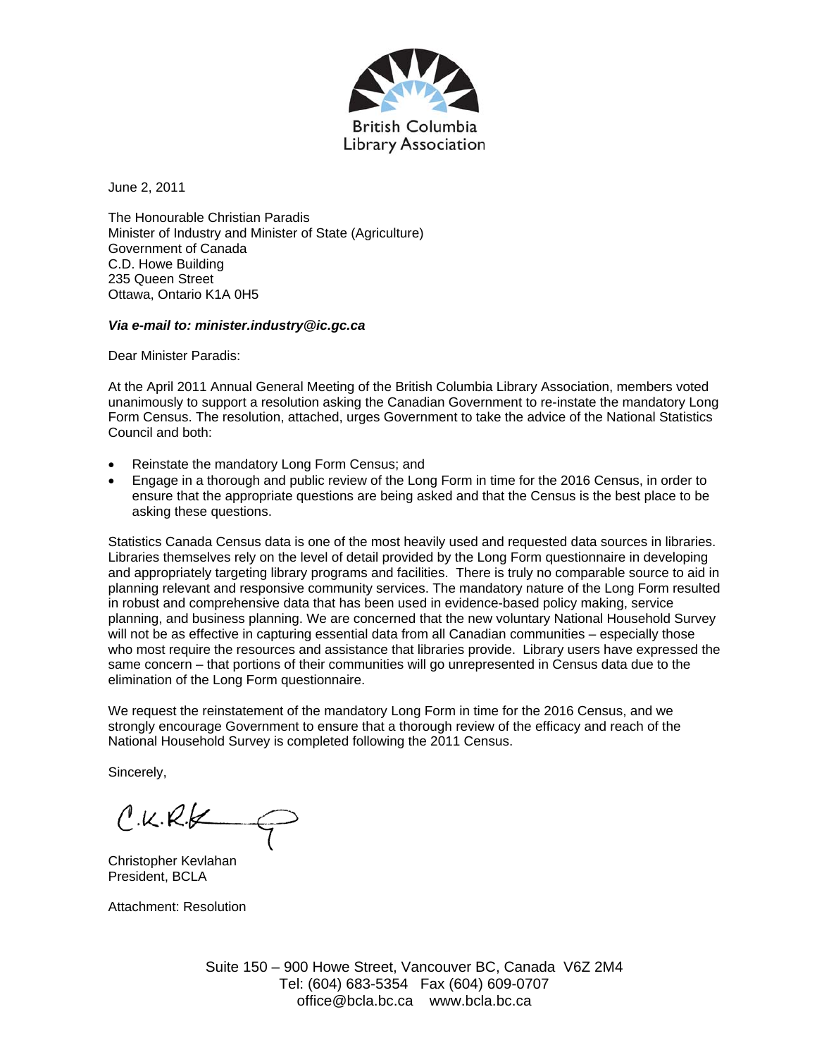British Columbia Library Association

June 2, 2011

The Honourable Christian Paradis
Minister of Industry and Minister of State (Agriculture)
Government of Canada
C.D. Howe Building
235 Queen Street
Ottawa, Ontario K1A 0H5

***Via e-mail to: minister.industry@ic.gc.ca***

Dear Minister Paradis:

At the April 2011 Annual General Meeting of the British Columbia Library Association, members voted unanimously to support a resolution asking the Canadian Government to re-instate the mandatory Long Form Census. The resolution, attached, urges Government to take the advice of the National Statistics Council and both:

- Reinstate the mandatory Long Form Census; and
- Engage in a thorough and public review of the Long Form in time for the 2016 Census, in order to ensure that the appropriate questions are being asked and that the Census is the best place to be asking these questions.

Statistics Canada Census data is one of the most heavily used and requested data sources in libraries. Libraries themselves rely on the level of detail provided by the Long Form questionnaire in developing and appropriately targeting library programs and facilities. There is truly no comparable source to aid in planning relevant and responsive community services. The mandatory nature of the Long Form resulted in robust and comprehensive data that has been used in evidence-based policy making, service planning, and business planning. We are concerned that the new voluntary National Household Survey will not be as effective in capturing essential data from all Canadian communities – especially those who most require the resources and assistance that libraries provide. Library users have expressed the same concern – that portions of their communities will go unrepresented in Census data due to the elimination of the Long Form questionnaire.

We request the reinstatement of the mandatory Long Form in time for the 2016 Census, and we strongly encourage Government to ensure that a thorough review of the efficacy and reach of the National Household Survey is completed following the 2011 Census.

Sincerely,

C.K.R.K

Christopher Kevlahan
President, BCLA

Attachment: Resolution

Suite 150 – 900 Howe Street, Vancouver BC, Canada V6Z 2M4
Tel: (604) 683-5354 Fax (604) 609-0707
office@bcla.bc.ca www.bcla.bc.ca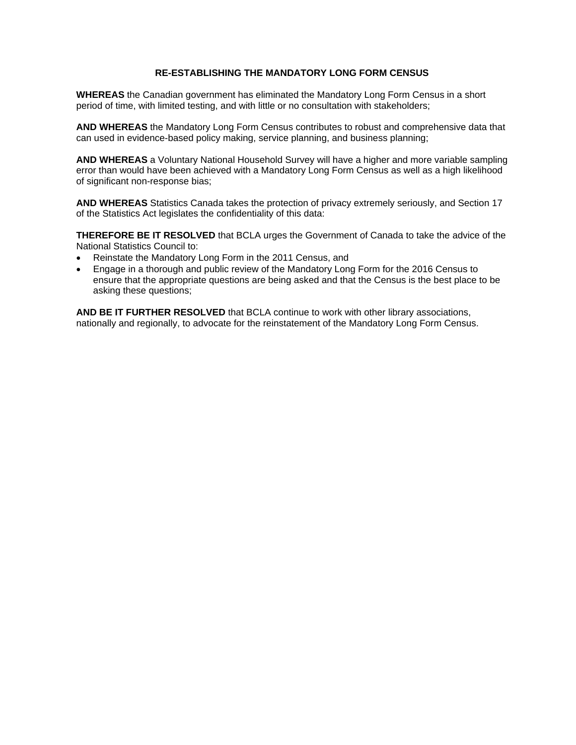# RE-ESTABLISHING THE MANDATORY LONG FORM CENSUS

**WHEREAS** the Canadian government has eliminated the Mandatory Long Form Census in a short period of time, with limited testing, and with little or no consultation with stakeholders;

**AND WHEREAS** the Mandatory Long Form Census contributes to robust and comprehensive data that can used in evidence-based policy making, service planning, and business planning;

**AND WHEREAS** a Voluntary National Household Survey will have a higher and more variable sampling error than would have been achieved with a Mandatory Long Form Census as well as a high likelihood of significant non-response bias;

**AND WHEREAS** Statistics Canada takes the protection of privacy extremely seriously, and Section 17 of the Statistics Act legislates the confidentiality of this data:

**THEREFORE BE IT RESOLVED** that BCLA urges the Government of Canada to take the advice of the National Statistics Council to:

- Reinstate the Mandatory Long Form in the 2011 Census, and
- Engage in a thorough and public review of the Mandatory Long Form for the 2016 Census to ensure that the appropriate questions are being asked and that the Census is the best place to be asking these questions;

**AND BE IT FURTHER RESOLVED** that BCLA continue to work with other library associations, nationally and regionally, to advocate for the reinstatement of the Mandatory Long Form Census.